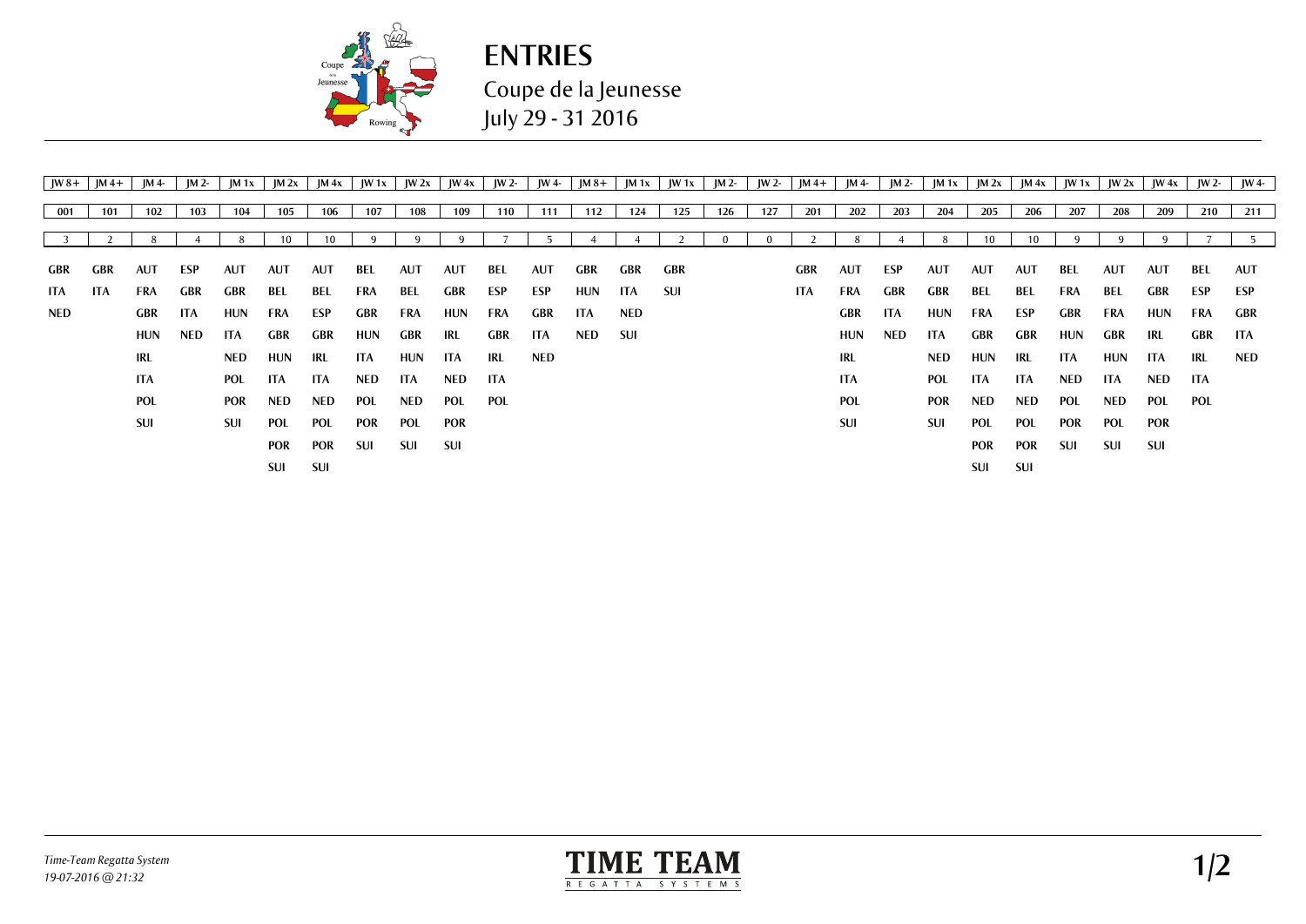# ENTRIES

Coupe de la Jeunesse
July 29 - 31 2016

| JW 8+ | JM 4+ | JM 4- | JM 2- | JM 1x | JM 2x | JM 4x | JW 1x | JW 2x | JW 4x | JW 2- | JW 4- | JM 8+ | JM 1x | JW 1x | JM 2- | JW 2- | JM 4+ | JM 4- | JM 2- | JM 1x | JM 2x | JM 4x | JW 1x | JW 2x | JW 4x | JW 2- | JW 4- |
|---|---|---|---|---|---|---|---|---|---|---|---|---|---|---|---|---|---|---|---|---|---|---|---|---|---|---|---|
| 001 | 101 | 102 | 103 | 104 | 105 | 106 | 107 | 108 | 109 | 110 | 111 | 112 | 124 | 125 | 126 | 127 | 201 | 202 | 203 | 204 | 205 | 206 | 207 | 208 | 209 | 210 | 211 |
| 3 | 2 | 8 | 4 | 8 | 10 | 10 | 9 | 9 | 9 | 7 | 5 | 4 | 4 | 2 | 0 | 0 | 2 | 8 | 4 | 8 | 10 | 10 | 9 | 9 | 9 | 7 | 5 |
| GBR | GBR | AUT | ESP | AUT | AUT | AUT | BEL | AUT | AUT | BEL | AUT | GBR | GBR | GBR | | | GBR | AUT | ESP | AUT | AUT | AUT | BEL | AUT | AUT | BEL | AUT |
| ITA | ITA | FRA | GBR | GBR | BEL | BEL | FRA | BEL | GBR | ESP | ESP | HUN | ITA | SUI | | | ITA | FRA | GBR | GBR | BEL | BEL | FRA | BEL | GBR | ESP | ESP |
| NED | | GBR | ITA | HUN | FRA | ESP | GBR | FRA | HUN | FRA | GBR | ITA | NED | | | | | GBR | ITA | HUN | FRA | ESP | GBR | FRA | HUN | FRA | GBR |
| | | HUN | NED | ITA | GBR | GBR | HUN | GBR | IRL | GBR | ITA | NED | SUI | | | | | HUN | NED | ITA | GBR | GBR | HUN | GBR | IRL | GBR | ITA |
| | | IRL | | NED | HUN | IRL | ITA | HUN | ITA | IRL | NED | | | | | | | IRL | | NED | HUN | IRL | ITA | HUN | ITA | IRL | NED |
| | | ITA | | POL | ITA | ITA | NED | ITA | NED | ITA | | | | | | | | ITA | | POL | ITA | ITA | NED | ITA | NED | ITA | |
| | | POL | | POR | NED | NED | POL | NED | POL | POL | | | | | | | | POL | | POR | NED | NED | POL | NED | POL | POL | |
| | | SUI | | SUI | POL | POL | POR | POL | POR | | | | | | | | | SUI | | SUI | POL | POL | POR | POL | POR | | |
| | | | | | POR | POR | SUI | SUI | SUI | | | | | | | | | | | | POR | POR | SUI | SUI | SUI | | |
| | | | | | SUI | SUI | | | | | | | | | | | | | | | SUI | SUI | | | | | |

*Time-Team Regatta System*
*19-07-2016 @ 21:32*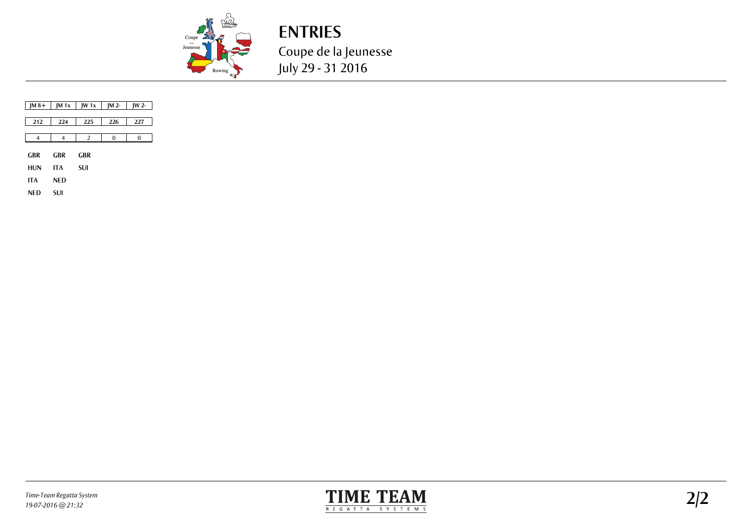# ENTRIES

Coupe de la Jeunesse
July 29 - 31 2016

| JM 8+ | JM 1x | JW 1x | JM 2- | JW 2- |
|---|---|---|---|---|
| 212 | 224 | 225 | 226 | 227 |
| 4 | 4 | 2 | 0 | 0 |
| GBR | GBR | GBR | | |
| HUN | ITA | SUI | | |
| ITA | NED | | | |
| NED | SUI | | | |

*Time-Team Regatta System*
*19-07-2016 @ 21:32*